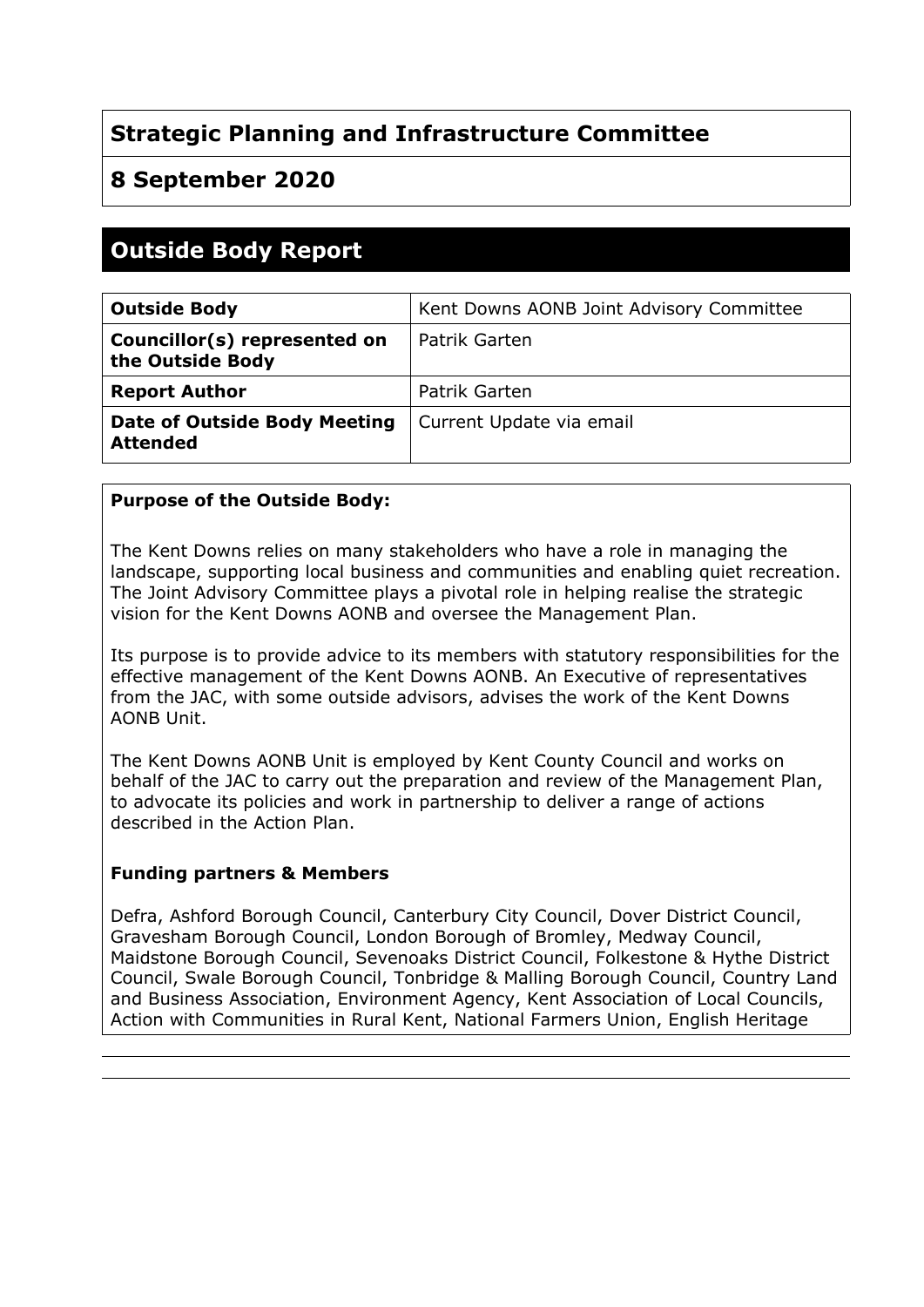# Strategic Planning and Infrastructure Committee

## 8 September 2020

## Outside Body Report

| | |
|---|---|
| **Outside Body** | Kent Downs AONB Joint Advisory Committee |
| **Councillor(s) represented on the Outside Body** | Patrik Garten |
| **Report Author** | Patrik Garten |
| **Date of Outside Body Meeting Attended** | Current Update via email |

**Purpose of the Outside Body:**

The Kent Downs relies on many stakeholders who have a role in managing the landscape, supporting local business and communities and enabling quiet recreation. The Joint Advisory Committee plays a pivotal role in helping realise the strategic vision for the Kent Downs AONB and oversee the Management Plan.

Its purpose is to provide advice to its members with statutory responsibilities for the effective management of the Kent Downs AONB. An Executive of representatives from the JAC, with some outside advisors, advises the work of the Kent Downs AONB Unit.

The Kent Downs AONB Unit is employed by Kent County Council and works on behalf of the JAC to carry out the preparation and review of the Management Plan, to advocate its policies and work in partnership to deliver a range of actions described in the Action Plan.

**Funding partners & Members**

Defra, Ashford Borough Council, Canterbury City Council, Dover District Council, Gravesham Borough Council, London Borough of Bromley, Medway Council, Maidstone Borough Council, Sevenoaks District Council, Folkestone & Hythe District Council, Swale Borough Council, Tonbridge & Malling Borough Council, Country Land and Business Association, Environment Agency, Kent Association of Local Councils, Action with Communities in Rural Kent, National Farmers Union, English Heritage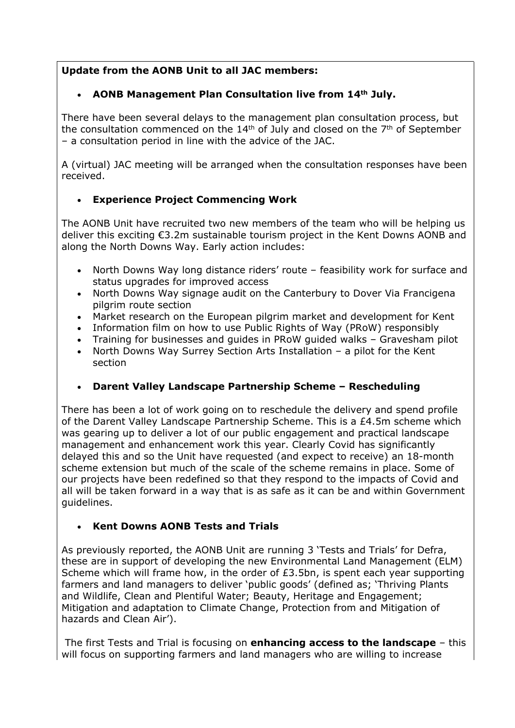**Update from the AONB Unit to all JAC members:**

- **AONB Management Plan Consultation live from 14th July.**

There have been several delays to the management plan consultation process, but the consultation commenced on the 14th of July and closed on the 7th of September – a consultation period in line with the advice of the JAC.

A (virtual) JAC meeting will be arranged when the consultation responses have been received.

- **Experience Project Commencing Work**

The AONB Unit have recruited two new members of the team who will be helping us deliver this exciting €3.2m sustainable tourism project in the Kent Downs AONB and along the North Downs Way. Early action includes:

- North Downs Way long distance riders' route – feasibility work for surface and status upgrades for improved access
- North Downs Way signage audit on the Canterbury to Dover Via Francigena pilgrim route section
- Market research on the European pilgrim market and development for Kent
- Information film on how to use Public Rights of Way (PRoW) responsibly
- Training for businesses and guides in PRoW guided walks – Gravesham pilot
- North Downs Way Surrey Section Arts Installation – a pilot for the Kent section

- **Darent Valley Landscape Partnership Scheme – Rescheduling**

There has been a lot of work going on to reschedule the delivery and spend profile of the Darent Valley Landscape Partnership Scheme. This is a £4.5m scheme which was gearing up to deliver a lot of our public engagement and practical landscape management and enhancement work this year. Clearly Covid has significantly delayed this and so the Unit have requested (and expect to receive) an 18-month scheme extension but much of the scale of the scheme remains in place. Some of our projects have been redefined so that they respond to the impacts of Covid and all will be taken forward in a way that is as safe as it can be and within Government guidelines.

- **Kent Downs AONB Tests and Trials**

As previously reported, the AONB Unit are running 3 'Tests and Trials' for Defra, these are in support of developing the new Environmental Land Management (ELM) Scheme which will frame how, in the order of £3.5bn, is spent each year supporting farmers and land managers to deliver 'public goods' (defined as; 'Thriving Plants and Wildlife, Clean and Plentiful Water; Beauty, Heritage and Engagement; Mitigation and adaptation to Climate Change, Protection from and Mitigation of hazards and Clean Air').

The first Tests and Trial is focusing on **enhancing access to the landscape** – this will focus on supporting farmers and land managers who are willing to increase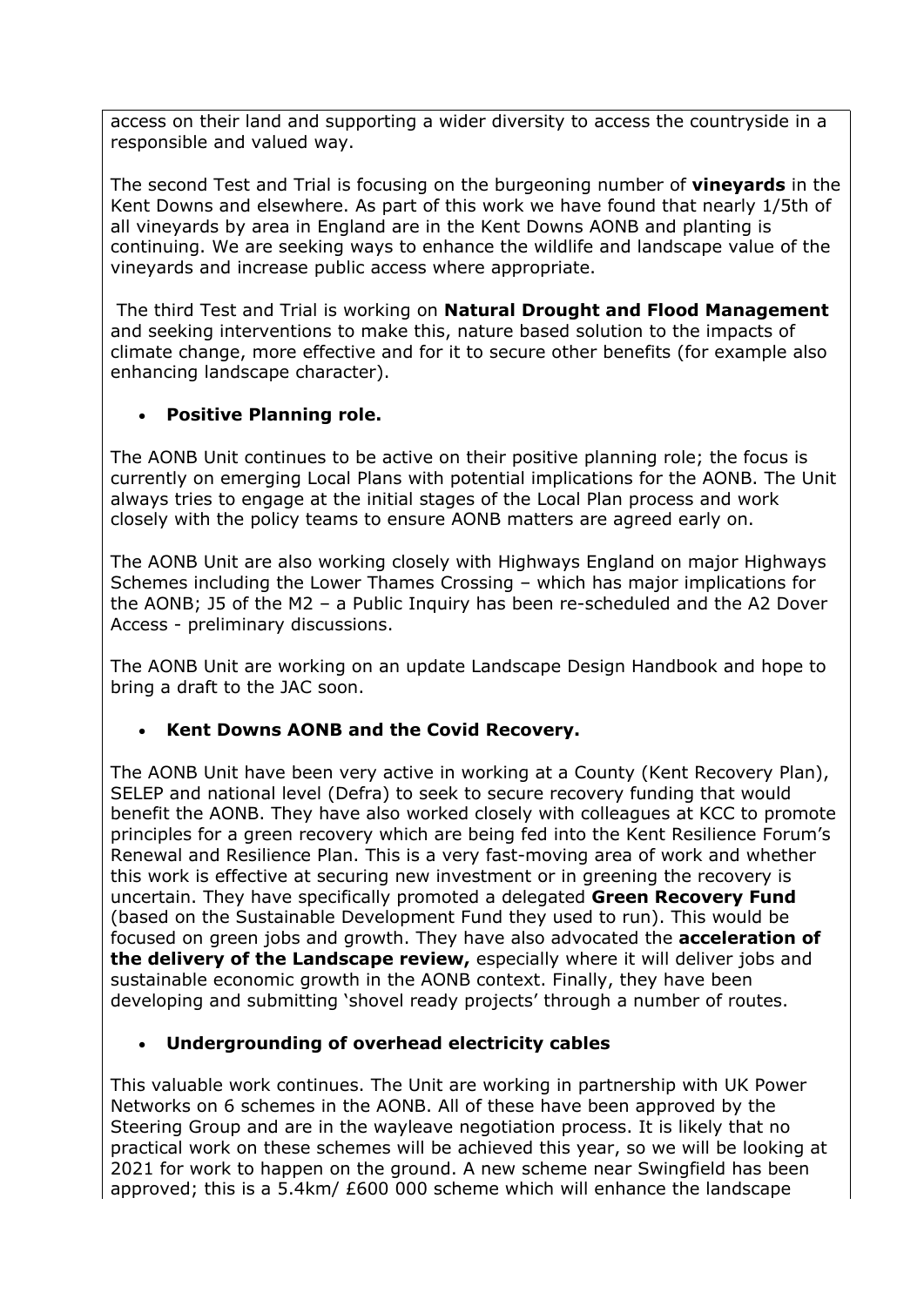access on their land and supporting a wider diversity to access the countryside in a responsible and valued way.

The second Test and Trial is focusing on the burgeoning number of **vineyards** in the Kent Downs and elsewhere. As part of this work we have found that nearly 1/5th of all vineyards by area in England are in the Kent Downs AONB and planting is continuing. We are seeking ways to enhance the wildlife and landscape value of the vineyards and increase public access where appropriate.

The third Test and Trial is working on **Natural Drought and Flood Management** and seeking interventions to make this, nature based solution to the impacts of climate change, more effective and for it to secure other benefits (for example also enhancing landscape character).

- **Positive Planning role.**

The AONB Unit continues to be active on their positive planning role; the focus is currently on emerging Local Plans with potential implications for the AONB. The Unit always tries to engage at the initial stages of the Local Plan process and work closely with the policy teams to ensure AONB matters are agreed early on.

The AONB Unit are also working closely with Highways England on major Highways Schemes including the Lower Thames Crossing – which has major implications for the AONB; J5 of the M2 – a Public Inquiry has been re-scheduled and the A2 Dover Access - preliminary discussions.

The AONB Unit are working on an update Landscape Design Handbook and hope to bring a draft to the JAC soon.

- **Kent Downs AONB and the Covid Recovery.**

The AONB Unit have been very active in working at a County (Kent Recovery Plan), SELEP and national level (Defra) to seek to secure recovery funding that would benefit the AONB. They have also worked closely with colleagues at KCC to promote principles for a green recovery which are being fed into the Kent Resilience Forum's Renewal and Resilience Plan. This is a very fast-moving area of work and whether this work is effective at securing new investment or in greening the recovery is uncertain. They have specifically promoted a delegated **Green Recovery Fund** (based on the Sustainable Development Fund they used to run). This would be focused on green jobs and growth. They have also advocated the **acceleration of the delivery of the Landscape review,** especially where it will deliver jobs and sustainable economic growth in the AONB context. Finally, they have been developing and submitting 'shovel ready projects' through a number of routes.

- **Undergrounding of overhead electricity cables**

This valuable work continues. The Unit are working in partnership with UK Power Networks on 6 schemes in the AONB. All of these have been approved by the Steering Group and are in the wayleave negotiation process. It is likely that no practical work on these schemes will be achieved this year, so we will be looking at 2021 for work to happen on the ground. A new scheme near Swingfield has been approved; this is a 5.4km/ £600 000 scheme which will enhance the landscape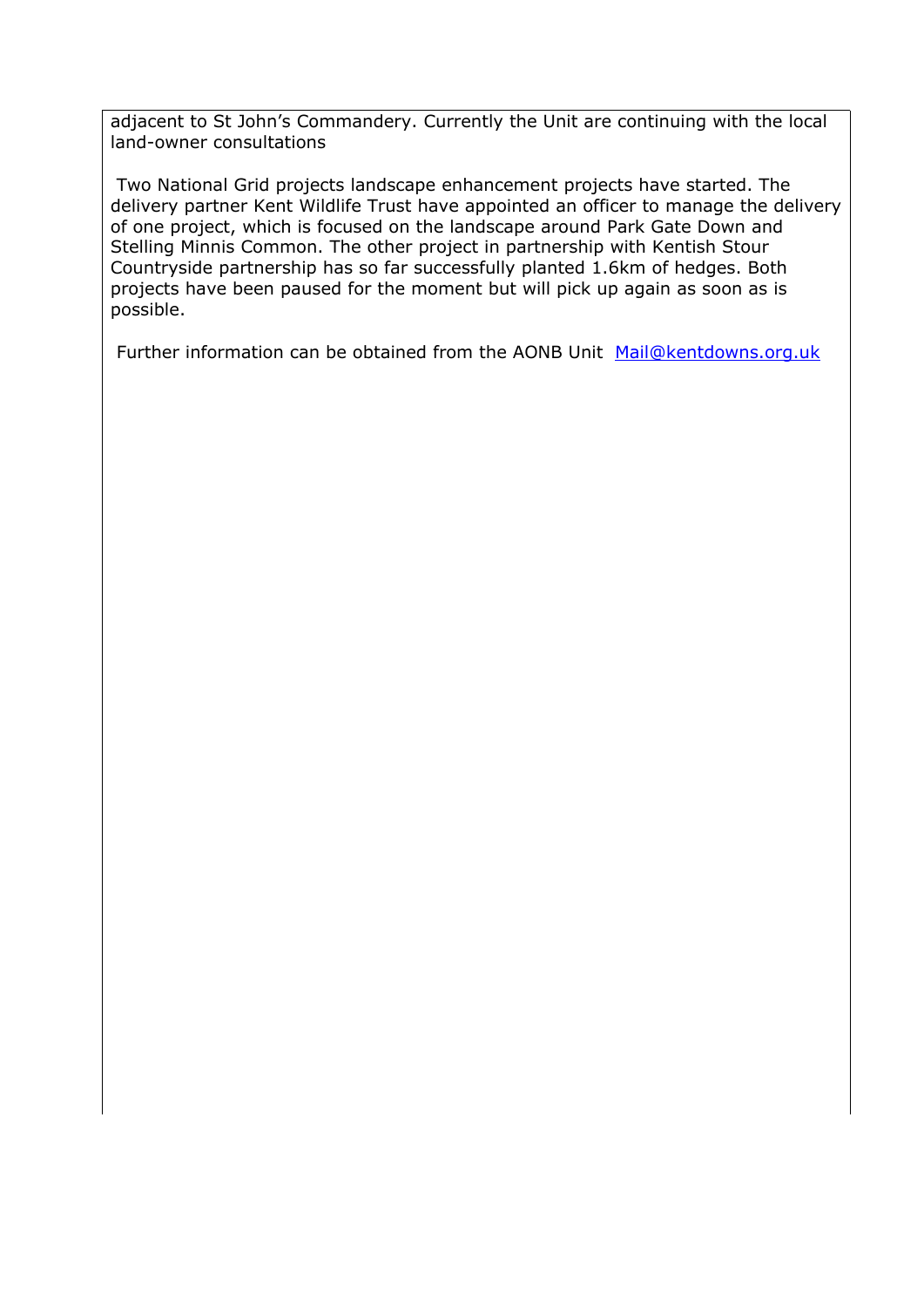adjacent to St John's Commandery. Currently the Unit are continuing with the local land-owner consultations

Two National Grid projects landscape enhancement projects have started. The delivery partner Kent Wildlife Trust have appointed an officer to manage the delivery of one project, which is focused on the landscape around Park Gate Down and Stelling Minnis Common. The other project in partnership with Kentish Stour Countryside partnership has so far successfully planted 1.6km of hedges. Both projects have been paused for the moment but will pick up again as soon as is possible.

Further information can be obtained from the AONB Unit [Mail@kentdowns.org.uk](mailto:Mail@kentdowns.org.uk)